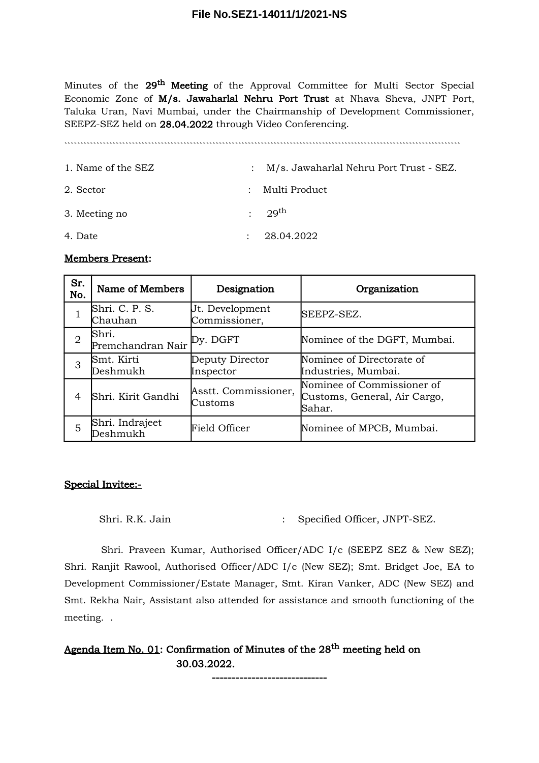File No.SEZ1-14011/1/2021-NS

Minutes of the **29th Meeting** of the Approval Committee for Multi Sector Special Economic Zone of **M/s. Jawaharlal Nehru Port Trust** at Nhava Sheva, JNPT Port, Taluka Uran, Navi Mumbai, under the Chairmanship of Development Commissioner, SEEPZ-SEZ held on **28.04.2022** through Video Conferencing.

1. Name of the SEZ : M/s. Jawaharlal Nehru Port Trust - SEZ.
2. Sector : Multi Product
3. Meeting no : 29th
4. Date : 28.04.2022

**Members Present:**

| Sr. No. | Name of Members | Designation | Organization |
|---|---|---|---|
| 1 | Shri. C. P. S. Chauhan | Jt. Development Commissioner, | SEEPZ-SEZ. |
| 2 | Shri. Premchandran Nair | Dy. DGFT | Nominee of the DGFT, Mumbai. |
| 3 | Smt. Kirti Deshmukh | Deputy Director Inspector | Nominee of Directorate of Industries, Mumbai. |
| 4 | Shri. Kirit Gandhi | Asstt. Commissioner, Customs | Nominee of Commissioner of Customs, General, Air Cargo, Sahar. |
| 5 | Shri. Indrajeet Deshmukh | Field Officer | Nominee of MPCB, Mumbai. |

**Special Invitee:-**

Shri. R.K. Jain : Specified Officer, JNPT-SEZ.

Shri. Praveen Kumar, Authorised Officer/ADC I/c (SEEPZ SEZ & New SEZ); Shri. Ranjit Rawool, Authorised Officer/ADC I/c (New SEZ); Smt. Bridget Joe, EA to Development Commissioner/Estate Manager, Smt. Kiran Vanker, ADC (New SEZ) and Smt. Rekha Nair, Assistant also attended for assistance and smooth functioning of the meeting. .

**Agenda Item No. 01: Confirmation of Minutes of the 28th meeting held on 30.03.2022.**

-----------------------------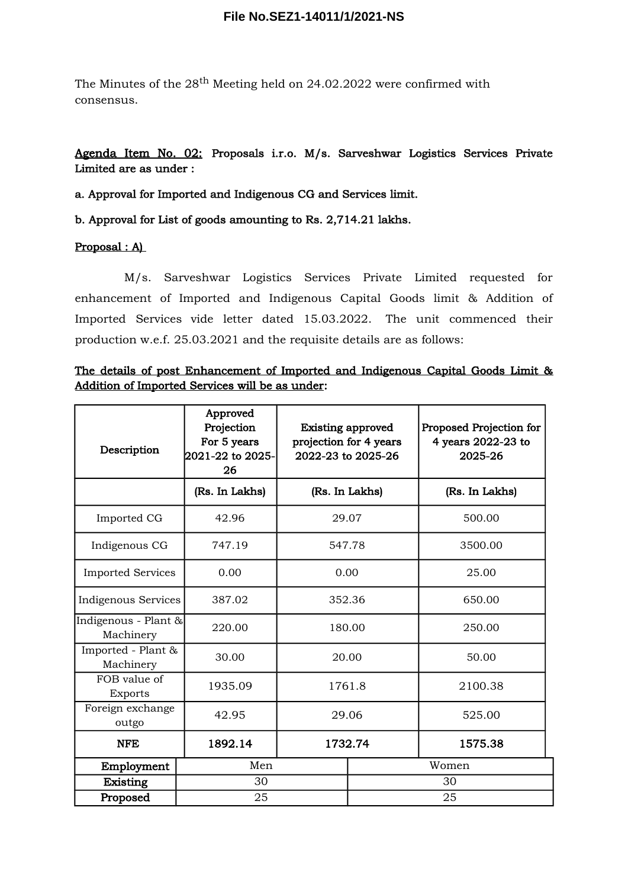The Minutes of the 28th Meeting held on 24.02.2022 were confirmed with consensus.

**Agenda Item No. 02:** **Proposals i.r.o. M/s. Sarveshwar Logistics Services Private Limited are as under :**

**a. Approval for Imported and Indigenous CG and Services limit.**

**b. Approval for List of goods amounting to Rs. 2,714.21 lakhs.**

**Proposal : A)**

M/s. Sarveshwar Logistics Services Private Limited requested for enhancement of Imported and Indigenous Capital Goods limit & Addition of Imported Services vide letter dated 15.03.2022. The unit commenced their production w.e.f. 25.03.2021 and the requisite details are as follows:

**The details of post Enhancement of Imported and Indigenous Capital Goods Limit & Addition of Imported Services will be as under:**

| Description | Approved Projection For 5 years 2021-22 to 2025-26 | Existing approved projection for 4 years 2022-23 to 2025-26 | Proposed Projection for 4 years 2022-23 to 2025-26 |
|---|---|---|---|
| | (Rs. In Lakhs) | (Rs. In Lakhs) | (Rs. In Lakhs) |
| Imported CG | 42.96 | 29.07 | 500.00 |
| Indigenous CG | 747.19 | 547.78 | 3500.00 |
| Imported Services | 0.00 | 0.00 | 25.00 |
| Indigenous Services | 387.02 | 352.36 | 650.00 |
| Indigenous - Plant & Machinery | 220.00 | 180.00 | 250.00 |
| Imported - Plant & Machinery | 30.00 | 20.00 | 50.00 |
| FOB value of Exports | 1935.09 | 1761.8 | 2100.38 |
| Foreign exchange outgo | 42.95 | 29.06 | 525.00 |
| **NFE** | **1892.14** | **1732.74** | **1575.38** |

| Employment | Men | Women |
|---|---|---|
| **Existing** | 30 | 30 |
| **Proposed** | 25 | 25 |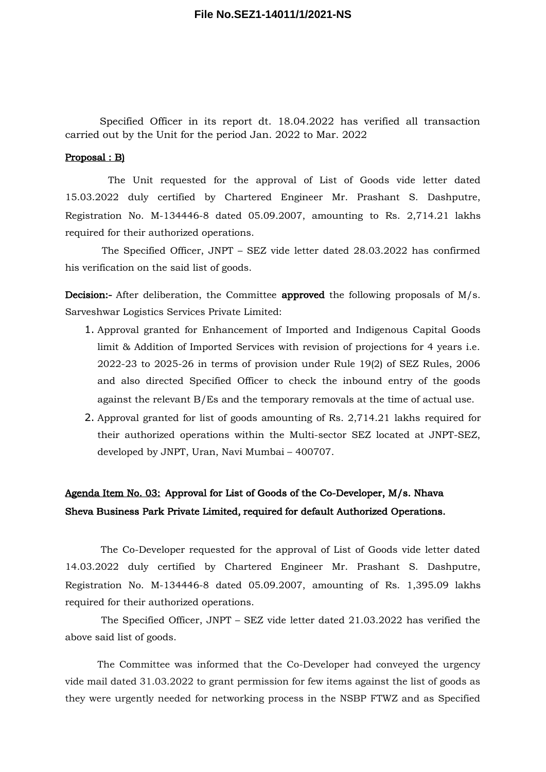Specified Officer in its report dt. 18.04.2022 has verified all transaction carried out by the Unit for the period Jan. 2022 to Mar. 2022

**Proposal : B)**

The Unit requested for the approval of List of Goods vide letter dated 15.03.2022 duly certified by Chartered Engineer Mr. Prashant S. Dashputre, Registration No. M-134446-8 dated 05.09.2007, amounting to Rs. 2,714.21 lakhs required for their authorized operations.

The Specified Officer, JNPT – SEZ vide letter dated 28.03.2022 has confirmed his verification on the said list of goods.

**Decision:-** After deliberation, the Committee **approved** the following proposals of M/s. Sarveshwar Logistics Services Private Limited:

1. Approval granted for Enhancement of Imported and Indigenous Capital Goods limit & Addition of Imported Services with revision of projections for 4 years i.e. 2022-23 to 2025-26 in terms of provision under Rule 19(2) of SEZ Rules, 2006 and also directed Specified Officer to check the inbound entry of the goods against the relevant B/Es and the temporary removals at the time of actual use.
2. Approval granted for list of goods amounting of Rs. 2,714.21 lakhs required for their authorized operations within the Multi-sector SEZ located at JNPT-SEZ, developed by JNPT, Uran, Navi Mumbai – 400707.

**Agenda Item No. 03: Approval for List of Goods of the Co-Developer, M/s. Nhava Sheva Business Park Private Limited, required for default Authorized Operations.**

The Co-Developer requested for the approval of List of Goods vide letter dated 14.03.2022 duly certified by Chartered Engineer Mr. Prashant S. Dashputre, Registration No. M-134446-8 dated 05.09.2007, amounting of Rs. 1,395.09 lakhs required for their authorized operations.

The Specified Officer, JNPT – SEZ vide letter dated 21.03.2022 has verified the above said list of goods.

The Committee was informed that the Co-Developer had conveyed the urgency vide mail dated 31.03.2022 to grant permission for few items against the list of goods as they were urgently needed for networking process in the NSBP FTWZ and as Specified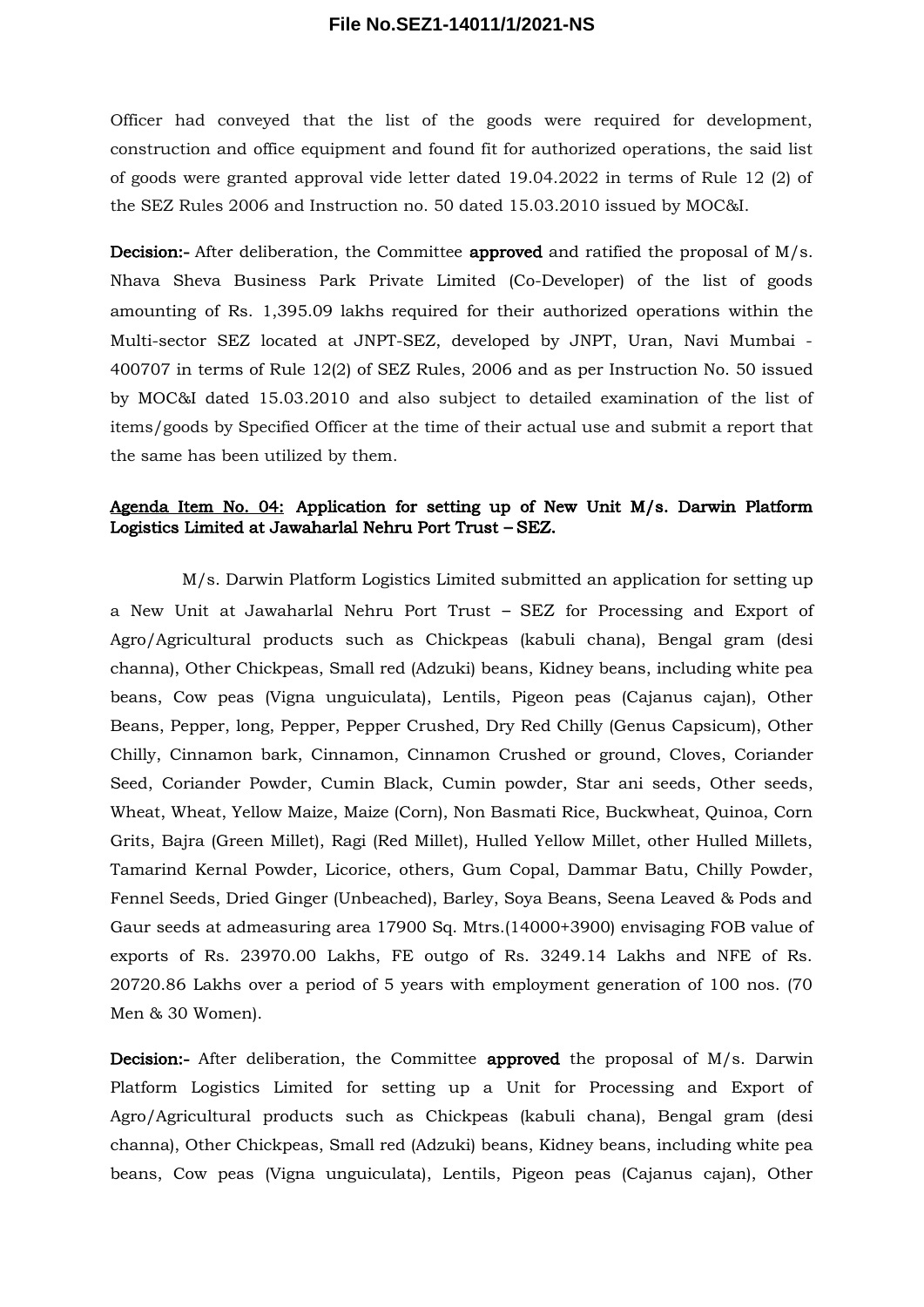Officer had conveyed that the list of the goods were required for development, construction and office equipment and found fit for authorized operations, the said list of goods were granted approval vide letter dated 19.04.2022 in terms of Rule 12 (2) of the SEZ Rules 2006 and Instruction no. 50 dated 15.03.2010 issued by MOC&I.

**Decision:-** After deliberation, the Committee **approved** and ratified the proposal of M/s. Nhava Sheva Business Park Private Limited (Co-Developer) of the list of goods amounting of Rs. 1,395.09 lakhs required for their authorized operations within the Multi-sector SEZ located at JNPT-SEZ, developed by JNPT, Uran, Navi Mumbai - 400707 in terms of Rule 12(2) of SEZ Rules, 2006 and as per Instruction No. 50 issued by MOC&I dated 15.03.2010 and also subject to detailed examination of the list of items/goods by Specified Officer at the time of their actual use and submit a report that the same has been utilized by them.

**Agenda Item No. 04: Application for setting up of New Unit M/s. Darwin Platform Logistics Limited at Jawaharlal Nehru Port Trust – SEZ.**

M/s. Darwin Platform Logistics Limited submitted an application for setting up a New Unit at Jawaharlal Nehru Port Trust – SEZ for Processing and Export of Agro/Agricultural products such as Chickpeas (kabuli chana), Bengal gram (desi channa), Other Chickpeas, Small red (Adzuki) beans, Kidney beans, including white pea beans, Cow peas (Vigna unguiculata), Lentils, Pigeon peas (Cajanus cajan), Other Beans, Pepper, long, Pepper, Pepper Crushed, Dry Red Chilly (Genus Capsicum), Other Chilly, Cinnamon bark, Cinnamon, Cinnamon Crushed or ground, Cloves, Coriander Seed, Coriander Powder, Cumin Black, Cumin powder, Star ani seeds, Other seeds, Wheat, Wheat, Yellow Maize, Maize (Corn), Non Basmati Rice, Buckwheat, Quinoa, Corn Grits, Bajra (Green Millet), Ragi (Red Millet), Hulled Yellow Millet, other Hulled Millets, Tamarind Kernal Powder, Licorice, others, Gum Copal, Dammar Batu, Chilly Powder, Fennel Seeds, Dried Ginger (Unbeached), Barley, Soya Beans, Seena Leaved & Pods and Gaur seeds at admeasuring area 17900 Sq. Mtrs.(14000+3900) envisaging FOB value of exports of Rs. 23970.00 Lakhs, FE outgo of Rs. 3249.14 Lakhs and NFE of Rs. 20720.86 Lakhs over a period of 5 years with employment generation of 100 nos. (70 Men & 30 Women).

**Decision:-** After deliberation, the Committee **approved** the proposal of M/s. Darwin Platform Logistics Limited for setting up a Unit for Processing and Export of Agro/Agricultural products such as Chickpeas (kabuli chana), Bengal gram (desi channa), Other Chickpeas, Small red (Adzuki) beans, Kidney beans, including white pea beans, Cow peas (Vigna unguiculata), Lentils, Pigeon peas (Cajanus cajan), Other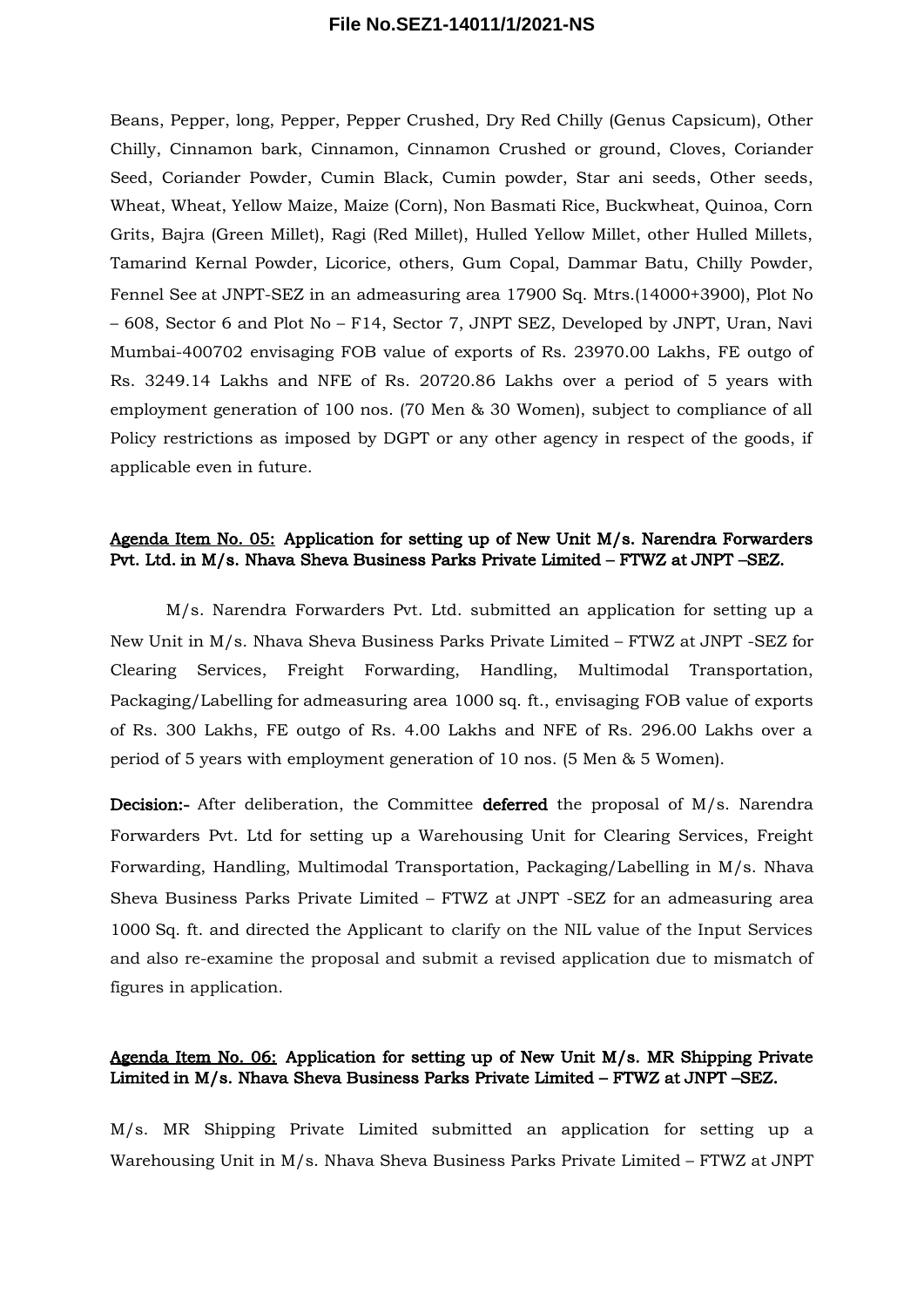Beans, Pepper, long, Pepper, Pepper Crushed, Dry Red Chilly (Genus Capsicum), Other Chilly, Cinnamon bark, Cinnamon, Cinnamon Crushed or ground, Cloves, Coriander Seed, Coriander Powder, Cumin Black, Cumin powder, Star ani seeds, Other seeds, Wheat, Wheat, Yellow Maize, Maize (Corn), Non Basmati Rice, Buckwheat, Quinoa, Corn Grits, Bajra (Green Millet), Ragi (Red Millet), Hulled Yellow Millet, other Hulled Millets, Tamarind Kernal Powder, Licorice, others, Gum Copal, Dammar Batu, Chilly Powder, Fennel See at JNPT-SEZ in an admeasuring area 17900 Sq. Mtrs.(14000+3900), Plot No – 608, Sector 6 and Plot No – F14, Sector 7, JNPT SEZ, Developed by JNPT, Uran, Navi Mumbai-400702 envisaging FOB value of exports of Rs. 23970.00 Lakhs, FE outgo of Rs. 3249.14 Lakhs and NFE of Rs. 20720.86 Lakhs over a period of 5 years with employment generation of 100 nos. (70 Men & 30 Women), subject to compliance of all Policy restrictions as imposed by DGPT or any other agency in respect of the goods, if applicable even in future.

**<u>Agenda Item No. 05:</u> Application for setting up of New Unit M/s. Narendra Forwarders Pvt. Ltd. in M/s. Nhava Sheva Business Parks Private Limited – FTWZ at JNPT –SEZ.**

M/s. Narendra Forwarders Pvt. Ltd. submitted an application for setting up a New Unit in M/s. Nhava Sheva Business Parks Private Limited – FTWZ at JNPT -SEZ for Clearing Services, Freight Forwarding, Handling, Multimodal Transportation, Packaging/Labelling for admeasuring area 1000 sq. ft., envisaging FOB value of exports of Rs. 300 Lakhs, FE outgo of Rs. 4.00 Lakhs and NFE of Rs. 296.00 Lakhs over a period of 5 years with employment generation of 10 nos. (5 Men & 5 Women).

**Decision:-** After deliberation, the Committee **deferred** the proposal of M/s. Narendra Forwarders Pvt. Ltd for setting up a Warehousing Unit for Clearing Services, Freight Forwarding, Handling, Multimodal Transportation, Packaging/Labelling in M/s. Nhava Sheva Business Parks Private Limited – FTWZ at JNPT -SEZ for an admeasuring area 1000 Sq. ft. and directed the Applicant to clarify on the NIL value of the Input Services and also re-examine the proposal and submit a revised application due to mismatch of figures in application.

**<u>Agenda Item No. 06:</u> Application for setting up of New Unit M/s. MR Shipping Private Limited in M/s. Nhava Sheva Business Parks Private Limited – FTWZ at JNPT –SEZ.**

M/s. MR Shipping Private Limited submitted an application for setting up a Warehousing Unit in M/s. Nhava Sheva Business Parks Private Limited – FTWZ at JNPT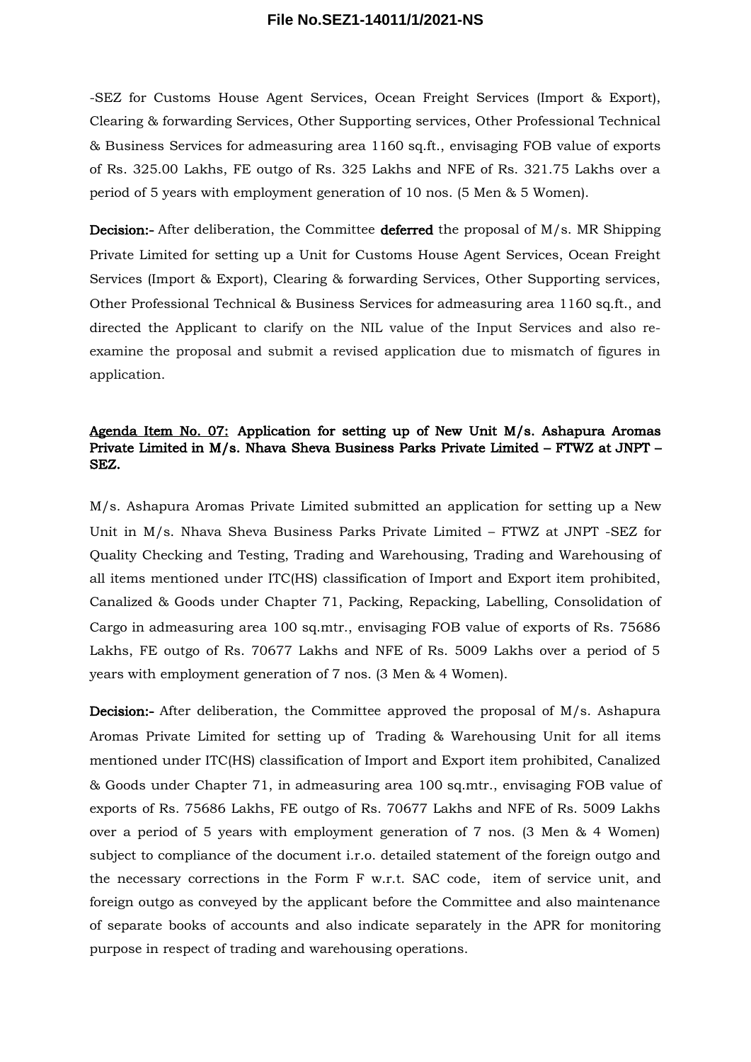-SEZ for Customs House Agent Services, Ocean Freight Services (Import & Export), Clearing & forwarding Services, Other Supporting services, Other Professional Technical & Business Services for admeasuring area 1160 sq.ft., envisaging FOB value of exports of Rs. 325.00 Lakhs, FE outgo of Rs. 325 Lakhs and NFE of Rs. 321.75 Lakhs over a period of 5 years with employment generation of 10 nos. (5 Men & 5 Women).

**Decision:-** After deliberation, the Committee **deferred** the proposal of M/s. MR Shipping Private Limited for setting up a Unit for Customs House Agent Services, Ocean Freight Services (Import & Export), Clearing & forwarding Services, Other Supporting services, Other Professional Technical & Business Services for admeasuring area 1160 sq.ft., and directed the Applicant to clarify on the NIL value of the Input Services and also re-examine the proposal and submit a revised application due to mismatch of figures in application.

**Agenda Item No. 07: Application for setting up of New Unit M/s. Ashapura Aromas Private Limited in M/s. Nhava Sheva Business Parks Private Limited – FTWZ at JNPT – SEZ.**

M/s. Ashapura Aromas Private Limited submitted an application for setting up a New Unit in M/s. Nhava Sheva Business Parks Private Limited – FTWZ at JNPT -SEZ for Quality Checking and Testing, Trading and Warehousing, Trading and Warehousing of all items mentioned under ITC(HS) classification of Import and Export item prohibited, Canalized & Goods under Chapter 71, Packing, Repacking, Labelling, Consolidation of Cargo in admeasuring area 100 sq.mtr., envisaging FOB value of exports of Rs. 75686 Lakhs, FE outgo of Rs. 70677 Lakhs and NFE of Rs. 5009 Lakhs over a period of 5 years with employment generation of 7 nos. (3 Men & 4 Women).

**Decision:-** After deliberation, the Committee approved the proposal of M/s. Ashapura Aromas Private Limited for setting up of Trading & Warehousing Unit for all items mentioned under ITC(HS) classification of Import and Export item prohibited, Canalized & Goods under Chapter 71, in admeasuring area 100 sq.mtr., envisaging FOB value of exports of Rs. 75686 Lakhs, FE outgo of Rs. 70677 Lakhs and NFE of Rs. 5009 Lakhs over a period of 5 years with employment generation of 7 nos. (3 Men & 4 Women) subject to compliance of the document i.r.o. detailed statement of the foreign outgo and the necessary corrections in the Form F w.r.t. SAC code, item of service unit, and foreign outgo as conveyed by the applicant before the Committee and also maintenance of separate books of accounts and also indicate separately in the APR for monitoring purpose in respect of trading and warehousing operations.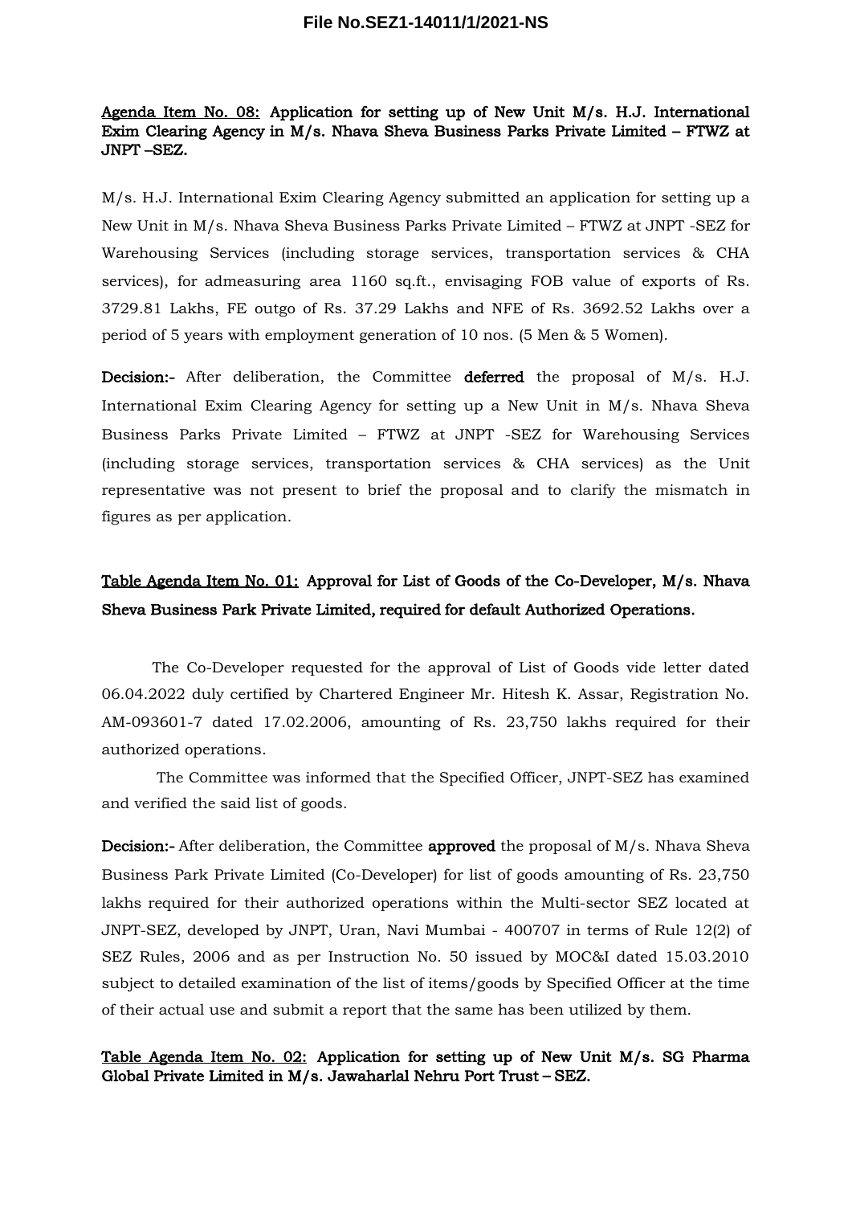Agenda Item No. 08: **Application for setting up of New Unit M/s. H.J. International Exim Clearing Agency in M/s. Nhava Sheva Business Parks Private Limited – FTWZ at JNPT –SEZ.**

M/s. H.J. International Exim Clearing Agency submitted an application for setting up a New Unit in M/s. Nhava Sheva Business Parks Private Limited – FTWZ at JNPT -SEZ for Warehousing Services (including storage services, transportation services & CHA services), for admeasuring area 1160 sq.ft., envisaging FOB value of exports of Rs. 3729.81 Lakhs, FE outgo of Rs. 37.29 Lakhs and NFE of Rs. 3692.52 Lakhs over a period of 5 years with employment generation of 10 nos. (5 Men & 5 Women).

**Decision:-** After deliberation, the Committee **deferred** the proposal of M/s. H.J. International Exim Clearing Agency for setting up a New Unit in M/s. Nhava Sheva Business Parks Private Limited – FTWZ at JNPT -SEZ for Warehousing Services (including storage services, transportation services & CHA services) as the Unit representative was not present to brief the proposal and to clarify the mismatch in figures as per application.

Table Agenda Item No. 01: **Approval for List of Goods of the Co-Developer, M/s. Nhava Sheva Business Park Private Limited, required for default Authorized Operations.**

The Co-Developer requested for the approval of List of Goods vide letter dated 06.04.2022 duly certified by Chartered Engineer Mr. Hitesh K. Assar, Registration No. AM-093601-7 dated 17.02.2006, amounting of Rs. 23,750 lakhs required for their authorized operations.

The Committee was informed that the Specified Officer, JNPT-SEZ has examined and verified the said list of goods.

**Decision:-** After deliberation, the Committee **approved** the proposal of M/s. Nhava Sheva Business Park Private Limited (Co-Developer) for list of goods amounting of Rs. 23,750 lakhs required for their authorized operations within the Multi-sector SEZ located at JNPT-SEZ, developed by JNPT, Uran, Navi Mumbai - 400707 in terms of Rule 12(2) of SEZ Rules, 2006 and as per Instruction No. 50 issued by MOC&I dated 15.03.2010 subject to detailed examination of the list of items/goods by Specified Officer at the time of their actual use and submit a report that the same has been utilized by them.

Table Agenda Item No. 02: **Application for setting up of New Unit M/s. SG Pharma Global Private Limited in M/s. Jawaharlal Nehru Port Trust – SEZ.**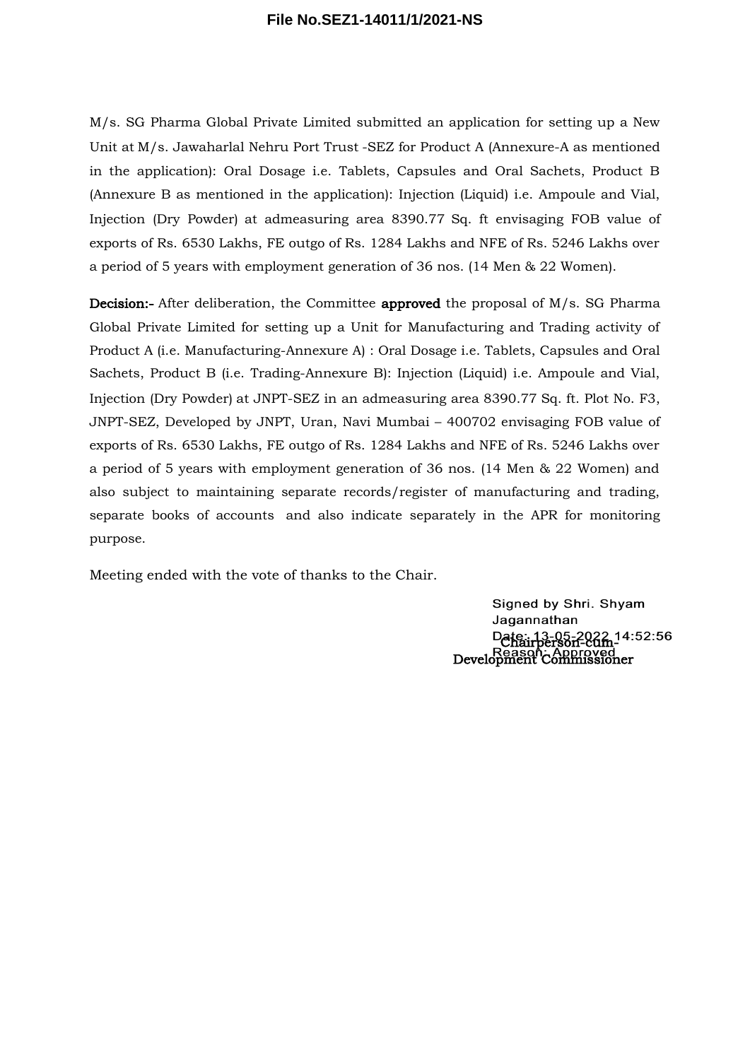M/s. SG Pharma Global Private Limited submitted an application for setting up a New Unit at M/s. Jawaharlal Nehru Port Trust -SEZ for Product A (Annexure-A as mentioned in the application): Oral Dosage i.e. Tablets, Capsules and Oral Sachets, Product B (Annexure B as mentioned in the application): Injection (Liquid) i.e. Ampoule and Vial, Injection (Dry Powder) at admeasuring area 8390.77 Sq. ft envisaging FOB value of exports of Rs. 6530 Lakhs, FE outgo of Rs. 1284 Lakhs and NFE of Rs. 5246 Lakhs over a period of 5 years with employment generation of 36 nos. (14 Men & 22 Women).

**Decision:-** After deliberation, the Committee **approved** the proposal of M/s. SG Pharma Global Private Limited for setting up a Unit for Manufacturing and Trading activity of Product A (i.e. Manufacturing-Annexure A) : Oral Dosage i.e. Tablets, Capsules and Oral Sachets, Product B (i.e. Trading-Annexure B): Injection (Liquid) i.e. Ampoule and Vial, Injection (Dry Powder) at JNPT-SEZ in an admeasuring area 8390.77 Sq. ft. Plot No. F3, JNPT-SEZ, Developed by JNPT, Uran, Navi Mumbai – 400702 envisaging FOB value of exports of Rs. 6530 Lakhs, FE outgo of Rs. 1284 Lakhs and NFE of Rs. 5246 Lakhs over a period of 5 years with employment generation of 36 nos. (14 Men & 22 Women) and also subject to maintaining separate records/register of manufacturing and trading, separate books of accounts and also indicate separately in the APR for monitoring purpose.

Meeting ended with the vote of thanks to the Chair.

Signed by Shri. Shyam Jagannathan
Date: 13-05-2022 14:52:56
Reason: Approved

Chairperson-cum-
Development Commissioner